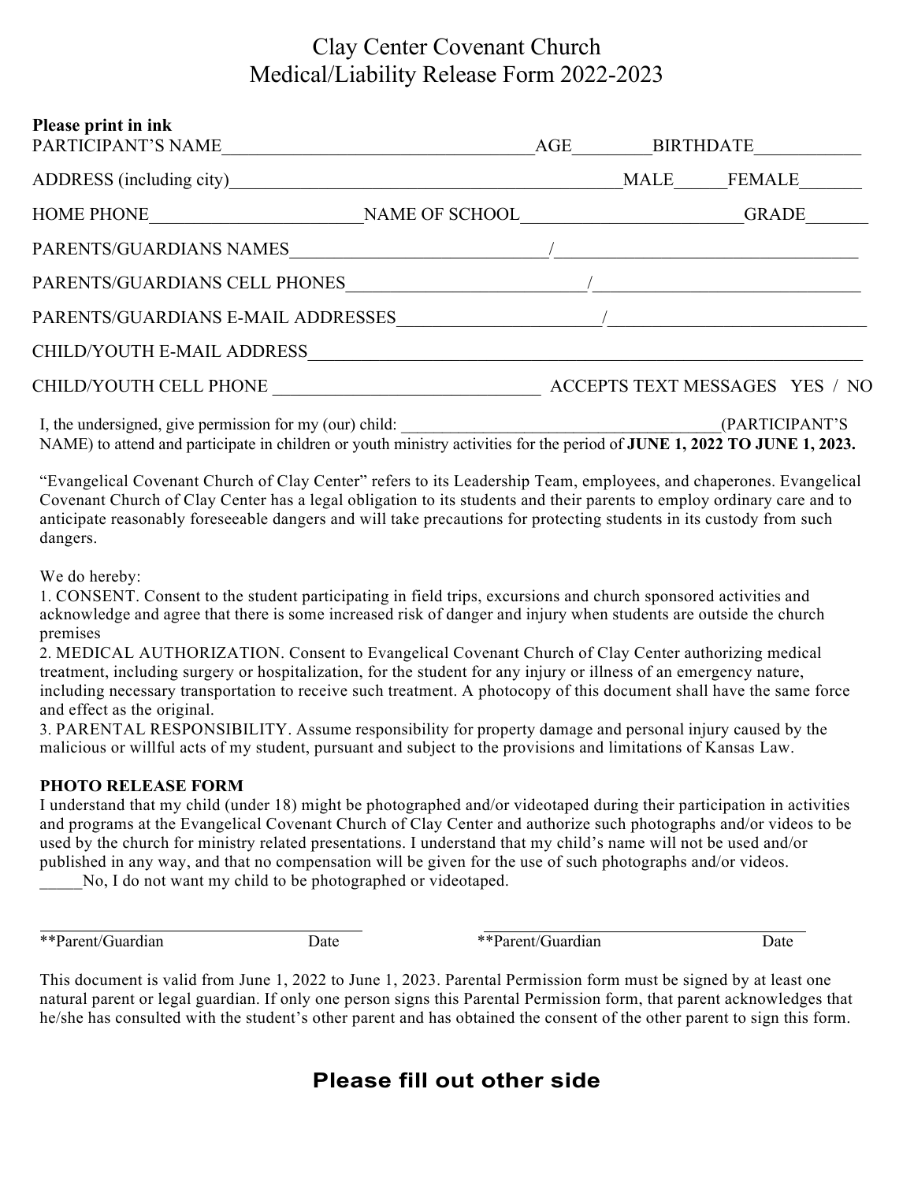# Clay Center Covenant Church
# Medical/Liability Release Form 2022-2023

**Please print in ink**

PARTICIPANT'S NAME____________________________________AGE_________BIRTHDATE____________

ADDRESS (including city)_____________________________________________MALE______FEMALE_______

HOME PHONE________________________NAME OF SCHOOL_________________________GRADE_______

PARENTS/GUARDIANS NAMES_____________________________/__________________________________

PARENTS/GUARDIANS CELL PHONES__________________________/_____________________________

PARENTS/GUARDIANS E-MAIL ADDRESSES______________________/____________________________

CHILD/YOUTH E-MAIL ADDRESS______________________________________________________________

CHILD/YOUTH CELL PHONE ______________________________ ACCEPTS TEXT MESSAGES YES / NO

I, the undersigned, give permission for my (our) child: ______________________________________(PARTICIPANT'S NAME) to attend and participate in children or youth ministry activities for the period of **JUNE 1, 2022 TO JUNE 1, 2023.**

"Evangelical Covenant Church of Clay Center" refers to its Leadership Team, employees, and chaperones. Evangelical Covenant Church of Clay Center has a legal obligation to its students and their parents to employ ordinary care and to anticipate reasonably foreseeable dangers and will take precautions for protecting students in its custody from such dangers.

We do hereby:

1. CONSENT. Consent to the student participating in field trips, excursions and church sponsored activities and acknowledge and agree that there is some increased risk of danger and injury when students are outside the church premises
2. MEDICAL AUTHORIZATION. Consent to Evangelical Covenant Church of Clay Center authorizing medical treatment, including surgery or hospitalization, for the student for any injury or illness of an emergency nature, including necessary transportation to receive such treatment. A photocopy of this document shall have the same force and effect as the original.
3. PARENTAL RESPONSIBILITY. Assume responsibility for property damage and personal injury caused by the malicious or willful acts of my student, pursuant and subject to the provisions and limitations of Kansas Law.

**PHOTO RELEASE FORM**

I understand that my child (under 18) might be photographed and/or videotaped during their participation in activities and programs at the Evangelical Covenant Church of Clay Center and authorize such photographs and/or videos to be used by the church for ministry related presentations. I understand that my child's name will not be used and/or published in any way, and that no compensation will be given for the use of such photographs and/or videos.

_____No, I do not want my child to be photographed or videotaped.

_______________________________________ _______________________________________

**Parent/Guardian Date **Parent/Guardian Date

This document is valid from June 1, 2022 to June 1, 2023. Parental Permission form must be signed by at least one natural parent or legal guardian. If only one person signs this Parental Permission form, that parent acknowledges that he/she has consulted with the student's other parent and has obtained the consent of the other parent to sign this form.

**Please fill out other side**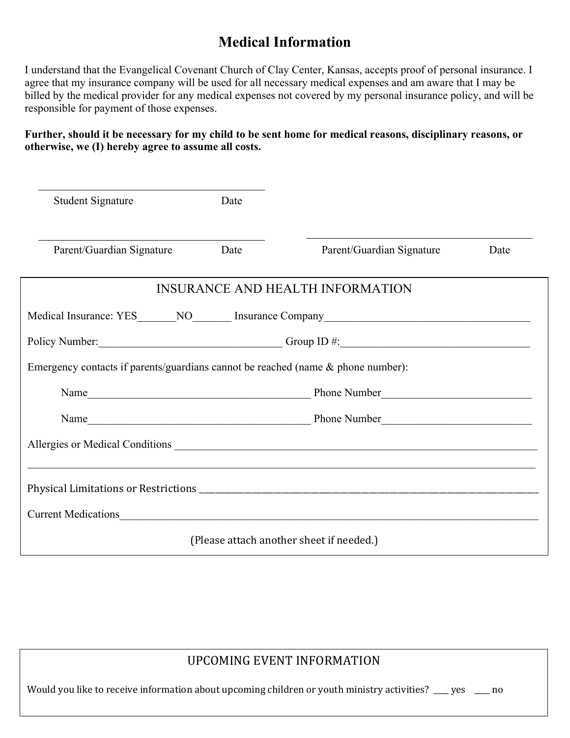# Medical Information

I understand that the Evangelical Covenant Church of Clay Center, Kansas, accepts proof of personal insurance. I agree that my insurance company will be used for all necessary medical expenses and am aware that I may be billed by the medical provider for any medical expenses not covered by my personal insurance policy, and will be responsible for payment of those expenses.

**Further, should it be necessary for my child to be sent home for medical reasons, disciplinary reasons, or otherwise, we (I) hereby agree to assume all costs.**

_________________________________________
Student Signature Date

_________________________________________ _________________________________________
Parent/Guardian Signature Date Parent/Guardian Signature Date

## INSURANCE AND HEALTH INFORMATION

Medical Insurance: YES_______NO_______ Insurance Company_____________________________________

Policy Number:_________________________________ Group ID #:__________________________________

Emergency contacts if parents/guardians cannot be reached (name & phone number):

Name________________________________________ Phone Number__________________________

Name________________________________________ Phone Number__________________________

Allergies or Medical Conditions __________________________________________________________________

____________________________________________________________________________________________

Physical Limitations or Restrictions ____________________________________________________________

Current Medications__________________________________________________________________________

(Please attach another sheet if needed.)

## UPCOMING EVENT INFORMATION

Would you like to receive information about upcoming children or youth ministry activities? ___ yes ___ no